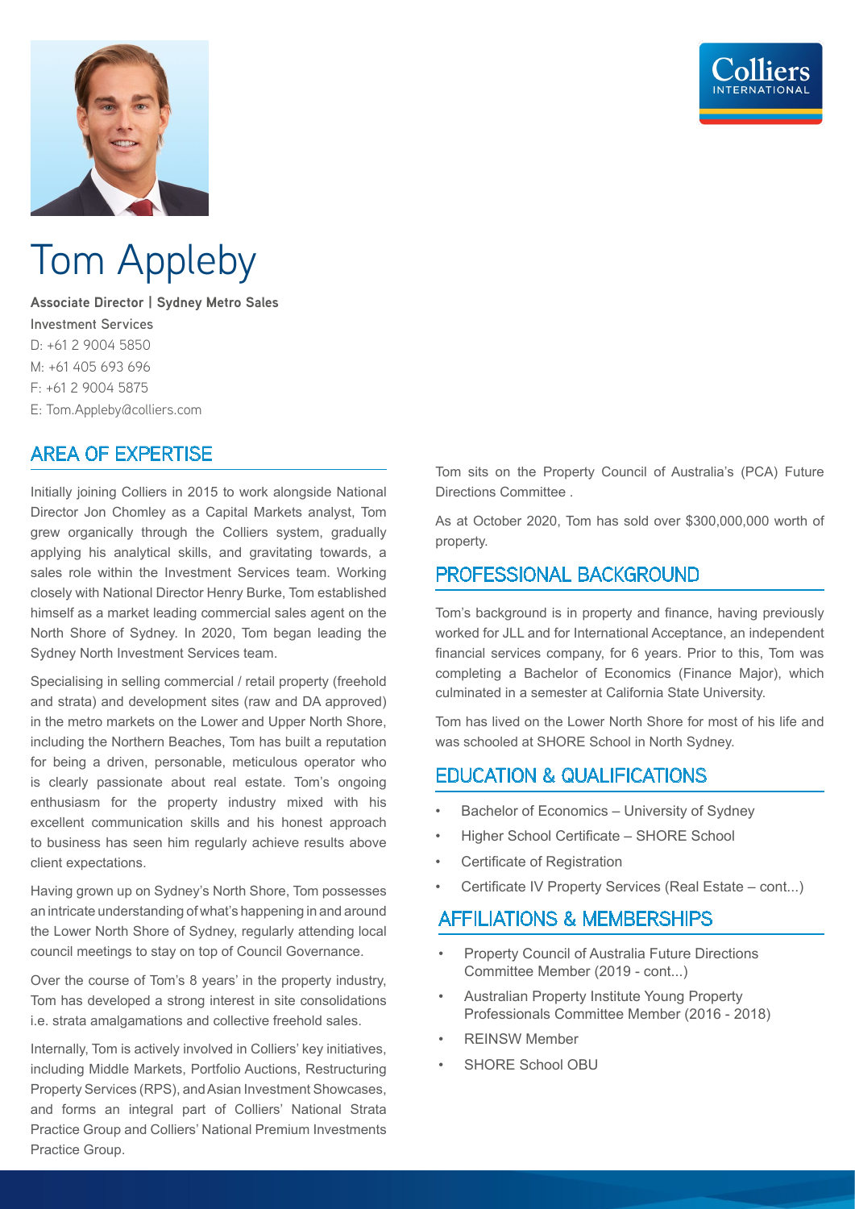# Tom Appleby

**Associate Director | Sydney Metro Sales**
Investment Services
D: +61 2 9004 5850
M: +61 405 693 696
F: +61 2 9004 5875
E: Tom.Appleby@colliers.com

## AREA OF EXPERTISE

Initially joining Colliers in 2015 to work alongside National Director Jon Chomley as a Capital Markets analyst, Tom grew organically through the Colliers system, gradually applying his analytical skills, and gravitating towards, a sales role within the Investment Services team. Working closely with National Director Henry Burke, Tom established himself as a market leading commercial sales agent on the North Shore of Sydney. In 2020, Tom began leading the Sydney North Investment Services team.

Specialising in selling commercial / retail property (freehold and strata) and development sites (raw and DA approved) in the metro markets on the Lower and Upper North Shore, including the Northern Beaches, Tom has built a reputation for being a driven, personable, meticulous operator who is clearly passionate about real estate. Tom's ongoing enthusiasm for the property industry mixed with his excellent communication skills and his honest approach to business has seen him regularly achieve results above client expectations.

Having grown up on Sydney's North Shore, Tom possesses an intricate understanding of what's happening in and around the Lower North Shore of Sydney, regularly attending local council meetings to stay on top of Council Governance.

Over the course of Tom's 8 years' in the property industry, Tom has developed a strong interest in site consolidations i.e. strata amalgamations and collective freehold sales.

Internally, Tom is actively involved in Colliers' key initiatives, including Middle Markets, Portfolio Auctions, Restructuring Property Services (RPS), and Asian Investment Showcases, and forms an integral part of Colliers' National Strata Practice Group and Colliers' National Premium Investments Practice Group.

Tom sits on the Property Council of Australia's (PCA) Future Directions Committee .

As at October 2020, Tom has sold over $300,000,000 worth of property.

## PROFESSIONAL BACKGROUND

Tom's background is in property and finance, having previously worked for JLL and for International Acceptance, an independent financial services company, for 6 years. Prior to this, Tom was completing a Bachelor of Economics (Finance Major), which culminated in a semester at California State University.

Tom has lived on the Lower North Shore for most of his life and was schooled at SHORE School in North Sydney.

## EDUCATION & QUALIFICATIONS

- Bachelor of Economics – University of Sydney
- Higher School Certificate – SHORE School
- Certificate of Registration
- Certificate IV Property Services (Real Estate – cont...)

## AFFILIATIONS & MEMBERSHIPS

- Property Council of Australia Future Directions Committee Member (2019 - cont...)
- Australian Property Institute Young Property Professionals Committee Member (2016 - 2018)
- REINSW Member
- SHORE School OBU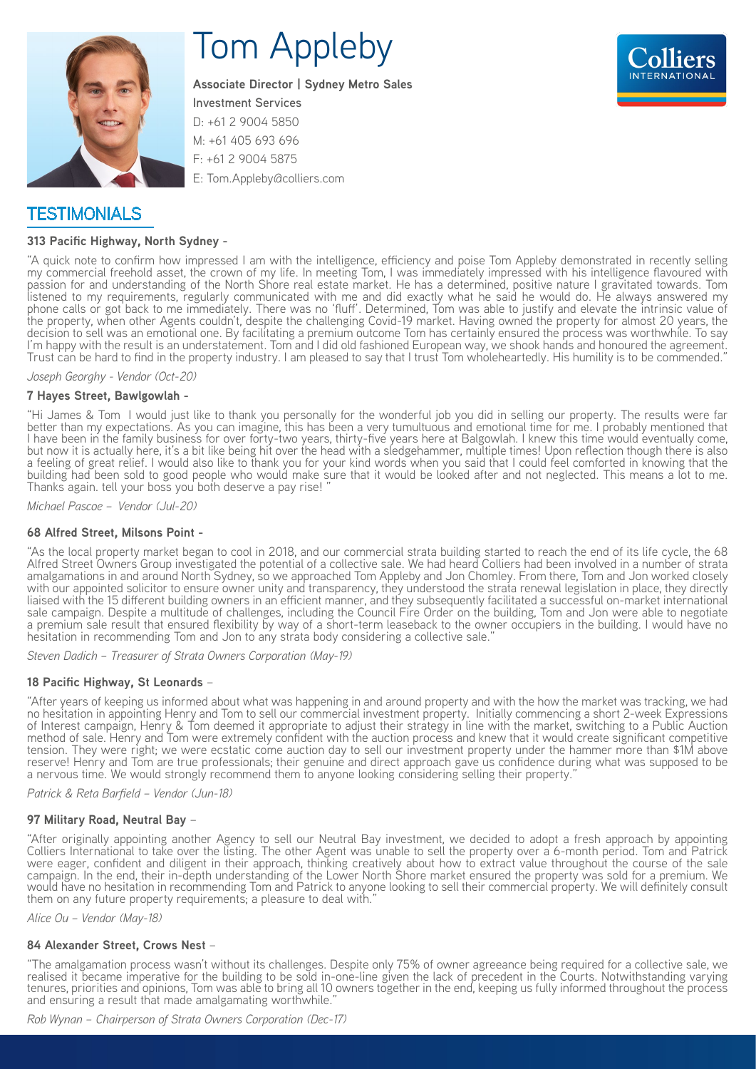# Tom Appleby

**Associate Director | Sydney Metro Sales**
Investment Services
D: +61 2 9004 5850
M: +61 405 693 696
F: +61 2 9004 5875
E: Tom.Appleby@colliers.com

## TESTIMONIALS

**313 Pacific Highway, North Sydney -**

"A quick note to confirm how impressed I am with the intelligence, efficiency and poise Tom Appleby demonstrated in recently selling my commercial freehold asset, the crown of my life. In meeting Tom, I was immediately impressed with his intelligence flavoured with passion for and understanding of the North Shore real estate market. He has a determined, positive nature I gravitated towards. Tom listened to my requirements, regularly communicated with me and did exactly what he said he would do. He always answered my phone calls or got back to me immediately. There was no 'fluff'. Determined, Tom was able to justify and elevate the intrinsic value of the property, when other Agents couldn't, despite the challenging Covid-19 market. Having owned the property for almost 20 years, the decision to sell was an emotional one. By facilitating a premium outcome Tom has certainly ensured the process was worthwhile. To say I'm happy with the result is an understatement. Tom and I did old fashioned European way, we shook hands and honoured the agreement. Trust can be hard to find in the property industry. I am pleased to say that I trust Tom wholeheartedly. His humility is to be commended."

*Joseph Georghy - Vendor (Oct-20)*

**7 Hayes Street, Bawlgowlah -**

"Hi James & Tom I would just like to thank you personally for the wonderful job you did in selling our property. The results were far better than my expectations. As you can imagine, this has been a very tumultuous and emotional time for me. I probably mentioned that I have been in the family business for over forty-two years, thirty-five years here at Balgowlah. I knew this time would eventually come, but now it is actually here, it's a bit like being hit over the head with a sledgehammer, multiple times! Upon reflection though there is also a feeling of great relief. I would also like to thank you for your kind words when you said that I could feel comforted in knowing that the building had been sold to good people who would make sure that it would be looked after and not neglected. This means a lot to me. Thanks again. tell your boss you both deserve a pay rise! "

*Michael Pascoe – Vendor (Jul-20)*

**68 Alfred Street, Milsons Point -**

"As the local property market began to cool in 2018, and our commercial strata building started to reach the end of its life cycle, the 68 Alfred Street Owners Group investigated the potential of a collective sale. We had heard Colliers had been involved in a number of strata amalgamations in and around North Sydney, so we approached Tom Appleby and Jon Chomley. From there, Tom and Jon worked closely with our appointed solicitor to ensure owner unity and transparency, they understood the strata renewal legislation in place, they directly liaised with the 15 different building owners in an efficient manner, and they subsequently facilitated a successful on-market international sale campaign. Despite a multitude of challenges, including the Council Fire Order on the building, Tom and Jon were able to negotiate a premium sale result that ensured flexibility by way of a short-term leaseback to the owner occupiers in the building. I would have no hesitation in recommending Tom and Jon to any strata body considering a collective sale."

*Steven Dadich – Treasurer of Strata Owners Corporation (May-19)*

**18 Pacific Highway, St Leonards –**

"After years of keeping us informed about what was happening in and around property and with the how the market was tracking, we had no hesitation in appointing Henry and Tom to sell our commercial investment property. Initially commencing a short 2-week Expressions of Interest campaign, Henry & Tom deemed it appropriate to adjust their strategy in line with the market, switching to a Public Auction method of sale. Henry and Tom were extremely confident with the auction process and knew that it would create significant competitive tension. They were right; we were ecstatic come auction day to sell our investment property under the hammer more than $1M above reserve! Henry and Tom are true professionals; their genuine and direct approach gave us confidence during what was supposed to be a nervous time. We would strongly recommend them to anyone looking considering selling their property."

*Patrick & Reta Barfield – Vendor (Jun-18)*

**97 Military Road, Neutral Bay –**

"After originally appointing another Agency to sell our Neutral Bay investment, we decided to adopt a fresh approach by appointing Colliers International to take over the listing. The other Agent was unable to sell the property over a 6-month period. Tom and Patrick were eager, confident and diligent in their approach, thinking creatively about how to extract value throughout the course of the sale campaign. In the end, their in-depth understanding of the Lower North Shore market ensured the property was sold for a premium. We would have no hesitation in recommending Tom and Patrick to anyone looking to sell their commercial property. We will definitely consult them on any future property requirements; a pleasure to deal with."

*Alice Ou – Vendor (May-18)*

**84 Alexander Street, Crows Nest –**

"The amalgamation process wasn't without its challenges. Despite only 75% of owner agreeance being required for a collective sale, we realised it became imperative for the building to be sold in-one-line given the lack of precedent in the Courts. Notwithstanding varying tenures, priorities and opinions, Tom was able to bring all 10 owners together in the end, keeping us fully informed throughout the process and ensuring a result that made amalgamating worthwhile."

*Rob Wynan – Chairperson of Strata Owners Corporation (Dec-17)*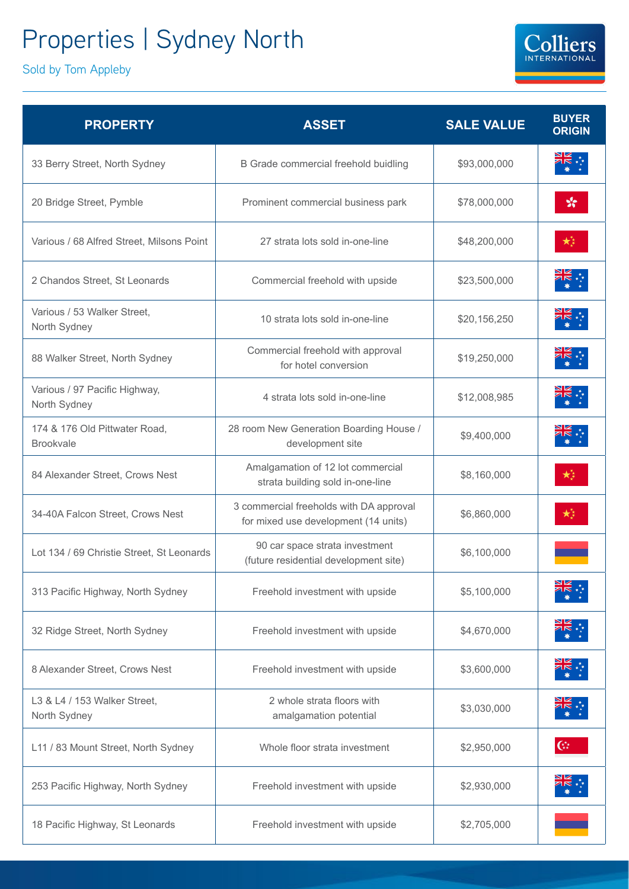# Properties | Sydney North

Sold by Tom Appleby

| PROPERTY | ASSET | SALE VALUE | BUYER ORIGIN |
|---|---|---|---|
| 33 Berry Street, North Sydney | B Grade commercial freehold buidling | $93,000,000 | |
| 20 Bridge Street, Pymble | Prominent commercial business park | $78,000,000 | |
| Various / 68 Alfred Street, Milsons Point | 27 strata lots sold in-one-line | $48,200,000 | |
| 2 Chandos Street, St Leonards | Commercial freehold with upside | $23,500,000 | |
| Various / 53 Walker Street, North Sydney | 10 strata lots sold in-one-line | $20,156,250 | |
| 88 Walker Street, North Sydney | Commercial freehold with approval for hotel conversion | $19,250,000 | |
| Various / 97 Pacific Highway, North Sydney | 4 strata lots sold in-one-line | $12,008,985 | |
| 174 & 176 Old Pittwater Road, Brookvale | 28 room New Generation Boarding House / development site | $9,400,000 | |
| 84 Alexander Street, Crows Nest | Amalgamation of 12 lot commercial strata building sold in-one-line | $8,160,000 | |
| 34-40A Falcon Street, Crows Nest | 3 commercial freeholds with DA approval for mixed use development (14 units) | $6,860,000 | |
| Lot 134 / 69 Christie Street, St Leonards | 90 car space strata investment (future residential development site) | $6,100,000 | |
| 313 Pacific Highway, North Sydney | Freehold investment with upside | $5,100,000 | |
| 32 Ridge Street, North Sydney | Freehold investment with upside | $4,670,000 | |
| 8 Alexander Street, Crows Nest | Freehold investment with upside | $3,600,000 | |
| L3 & L4 / 153 Walker Street, North Sydney | 2 whole strata floors with amalgamation potential | $3,030,000 | |
| L11 / 83 Mount Street, North Sydney | Whole floor strata investment | $2,950,000 | |
| 253 Pacific Highway, North Sydney | Freehold investment with upside | $2,930,000 | |
| 18 Pacific Highway, St Leonards | Freehold investment with upside | $2,705,000 | |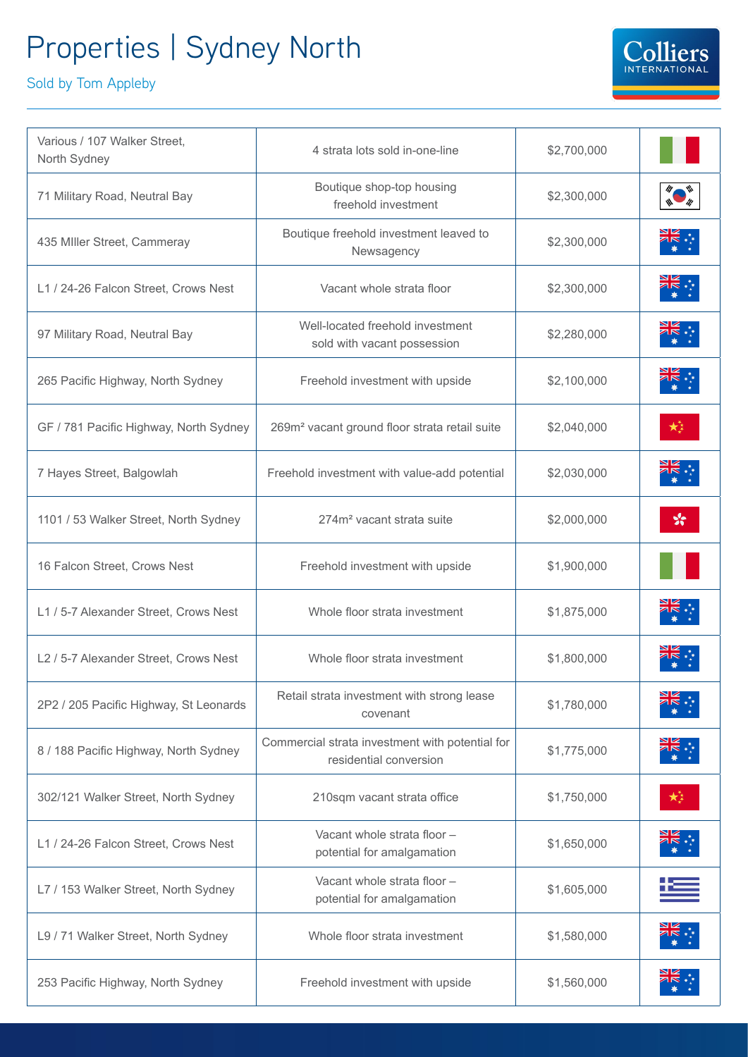# Properties | Sydney North

Sold by Tom Appleby

| | | | |
|---|---|---|---|
| Various / 107 Walker Street, North Sydney | 4 strata lots sold in-one-line | $2,700,000 | |
| 71 Military Road, Neutral Bay | Boutique shop-top housing freehold investment | $2,300,000 | |
| 435 MIller Street, Cammeray | Boutique freehold investment leaved to Newsagency | $2,300,000 | |
| L1 / 24-26 Falcon Street, Crows Nest | Vacant whole strata floor | $2,300,000 | |
| 97 Military Road, Neutral Bay | Well-located freehold investment sold with vacant possession | $2,280,000 | |
| 265 Pacific Highway, North Sydney | Freehold investment with upside | $2,100,000 | |
| GF / 781 Pacific Highway, North Sydney | 269m² vacant ground floor strata retail suite | $2,040,000 | |
| 7 Hayes Street, Balgowlah | Freehold investment with value-add potential | $2,030,000 | |
| 1101 / 53 Walker Street, North Sydney | 274m² vacant strata suite | $2,000,000 | |
| 16 Falcon Street, Crows Nest | Freehold investment with upside | $1,900,000 | |
| L1 / 5-7 Alexander Street, Crows Nest | Whole floor strata investment | $1,875,000 | |
| L2 / 5-7 Alexander Street, Crows Nest | Whole floor strata investment | $1,800,000 | |
| 2P2 / 205 Pacific Highway, St Leonards | Retail strata investment with strong lease covenant | $1,780,000 | |
| 8 / 188 Pacific Highway, North Sydney | Commercial strata investment with potential for residential conversion | $1,775,000 | |
| 302/121 Walker Street, North Sydney | 210sqm vacant strata office | $1,750,000 | |
| L1 / 24-26 Falcon Street, Crows Nest | Vacant whole strata floor – potential for amalgamation | $1,650,000 | |
| L7 / 153 Walker Street, North Sydney | Vacant whole strata floor – potential for amalgamation | $1,605,000 | |
| L9 / 71 Walker Street, North Sydney | Whole floor strata investment | $1,580,000 | |
| 253 Pacific Highway, North Sydney | Freehold investment with upside | $1,560,000 | |